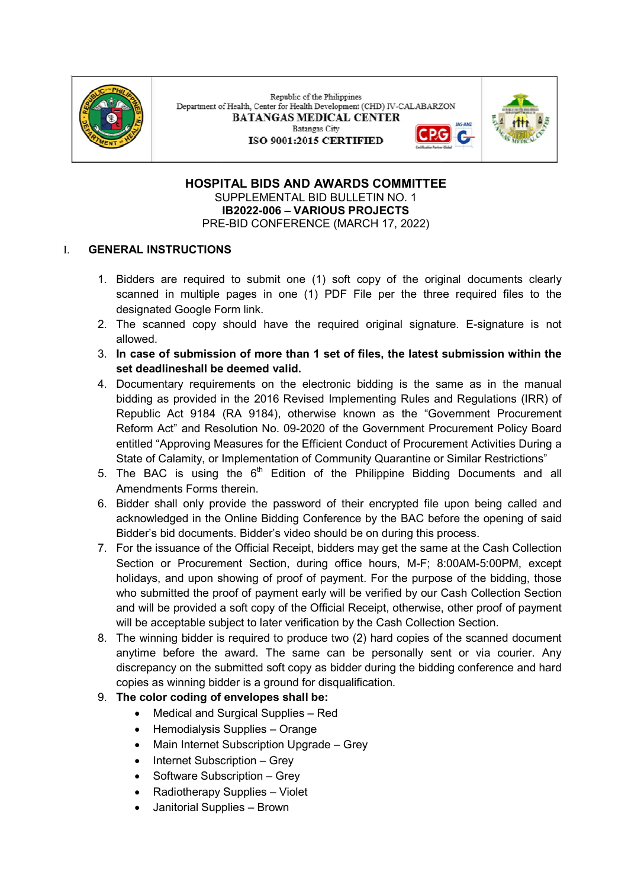Republic of the Philippines
Department of Health, Center for Health Development (CHD) IV-CALABARZON
**BATANGAS MEDICAL CENTER**
Batangas City
**ISO 9001:2015 CERTIFIED**

# HOSPITAL BIDS AND AWARDS COMMITTEE

SUPPLEMENTAL BID BULLETIN NO. 1
**IB2022-006 – VARIOUS PROJECTS**
PRE-BID CONFERENCE (MARCH 17, 2022)

## I. GENERAL INSTRUCTIONS

1. Bidders are required to submit one (1) soft copy of the original documents clearly scanned in multiple pages in one (1) PDF File per the three required files to the designated Google Form link.
2. The scanned copy should have the required original signature. E-signature is not allowed.
3. **In case of submission of more than 1 set of files, the latest submission within the set deadlineshall be deemed valid.**
4. Documentary requirements on the electronic bidding is the same as in the manual bidding as provided in the 2016 Revised Implementing Rules and Regulations (IRR) of Republic Act 9184 (RA 9184), otherwise known as the "Government Procurement Reform Act" and Resolution No. 09-2020 of the Government Procurement Policy Board entitled "Approving Measures for the Efficient Conduct of Procurement Activities During a State of Calamity, or Implementation of Community Quarantine or Similar Restrictions"
5. The BAC is using the 6th Edition of the Philippine Bidding Documents and all Amendments Forms therein.
6. Bidder shall only provide the password of their encrypted file upon being called and acknowledged in the Online Bidding Conference by the BAC before the opening of said Bidder's bid documents. Bidder's video should be on during this process.
7. For the issuance of the Official Receipt, bidders may get the same at the Cash Collection Section or Procurement Section, during office hours, M-F; 8:00AM-5:00PM, except holidays, and upon showing of proof of payment. For the purpose of the bidding, those who submitted the proof of payment early will be verified by our Cash Collection Section and will be provided a soft copy of the Official Receipt, otherwise, other proof of payment will be acceptable subject to later verification by the Cash Collection Section.
8. The winning bidder is required to produce two (2) hard copies of the scanned document anytime before the award. The same can be personally sent or via courier. Any discrepancy on the submitted soft copy as bidder during the bidding conference and hard copies as winning bidder is a ground for disqualification.
9. **The color coding of envelopes shall be:**
   - Medical and Surgical Supplies – Red
   - Hemodialysis Supplies – Orange
   - Main Internet Subscription Upgrade – Grey
   - Internet Subscription – Grey
   - Software Subscription – Grey
   - Radiotherapy Supplies – Violet
   - Janitorial Supplies – Brown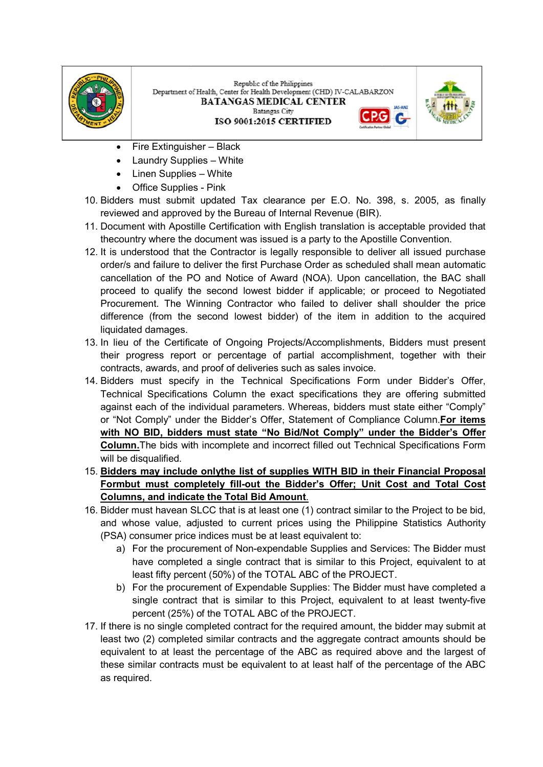- Fire Extinguisher – Black
- Laundry Supplies – White
- Linen Supplies – White
- Office Supplies - Pink

10. Bidders must submit updated Tax clearance per E.O. No. 398, s. 2005, as finally reviewed and approved by the Bureau of Internal Revenue (BIR).
11. Document with Apostille Certification with English translation is acceptable provided that thecountry where the document was issued is a party to the Apostille Convention.
12. It is understood that the Contractor is legally responsible to deliver all issued purchase order/s and failure to deliver the first Purchase Order as scheduled shall mean automatic cancellation of the PO and Notice of Award (NOA). Upon cancellation, the BAC shall proceed to qualify the second lowest bidder if applicable; or proceed to Negotiated Procurement. The Winning Contractor who failed to deliver shall shoulder the price difference (from the second lowest bidder) of the item in addition to the acquired liquidated damages.
13. In lieu of the Certificate of Ongoing Projects/Accomplishments, Bidders must present their progress report or percentage of partial accomplishment, together with their contracts, awards, and proof of deliveries such as sales invoice.
14. Bidders must specify in the Technical Specifications Form under Bidder's Offer, Technical Specifications Column the exact specifications they are offering submitted against each of the individual parameters. Whereas, bidders must state either "Comply" or "Not Comply" under the Bidder's Offer, Statement of Compliance Column.**For items with NO BID, bidders must state "No Bid/Not Comply" under the Bidder's Offer Column.**The bids with incomplete and incorrect filled out Technical Specifications Form will be disqualified.
15. **Bidders may include onlythe list of supplies WITH BID in their Financial Proposal Formbut must completely fill-out the Bidder's Offer; Unit Cost and Total Cost Columns, and indicate the Total Bid Amount.**
16. Bidder must havean SLCC that is at least one (1) contract similar to the Project to be bid, and whose value, adjusted to current prices using the Philippine Statistics Authority (PSA) consumer price indices must be at least equivalent to:
    a) For the procurement of Non-expendable Supplies and Services: The Bidder must have completed a single contract that is similar to this Project, equivalent to at least fifty percent (50%) of the TOTAL ABC of the PROJECT.
    b) For the procurement of Expendable Supplies: The Bidder must have completed a single contract that is similar to this Project, equivalent to at least twenty-five percent (25%) of the TOTAL ABC of the PROJECT.
17. If there is no single completed contract for the required amount, the bidder may submit at least two (2) completed similar contracts and the aggregate contract amounts should be equivalent to at least the percentage of the ABC as required above and the largest of these similar contracts must be equivalent to at least half of the percentage of the ABC as required.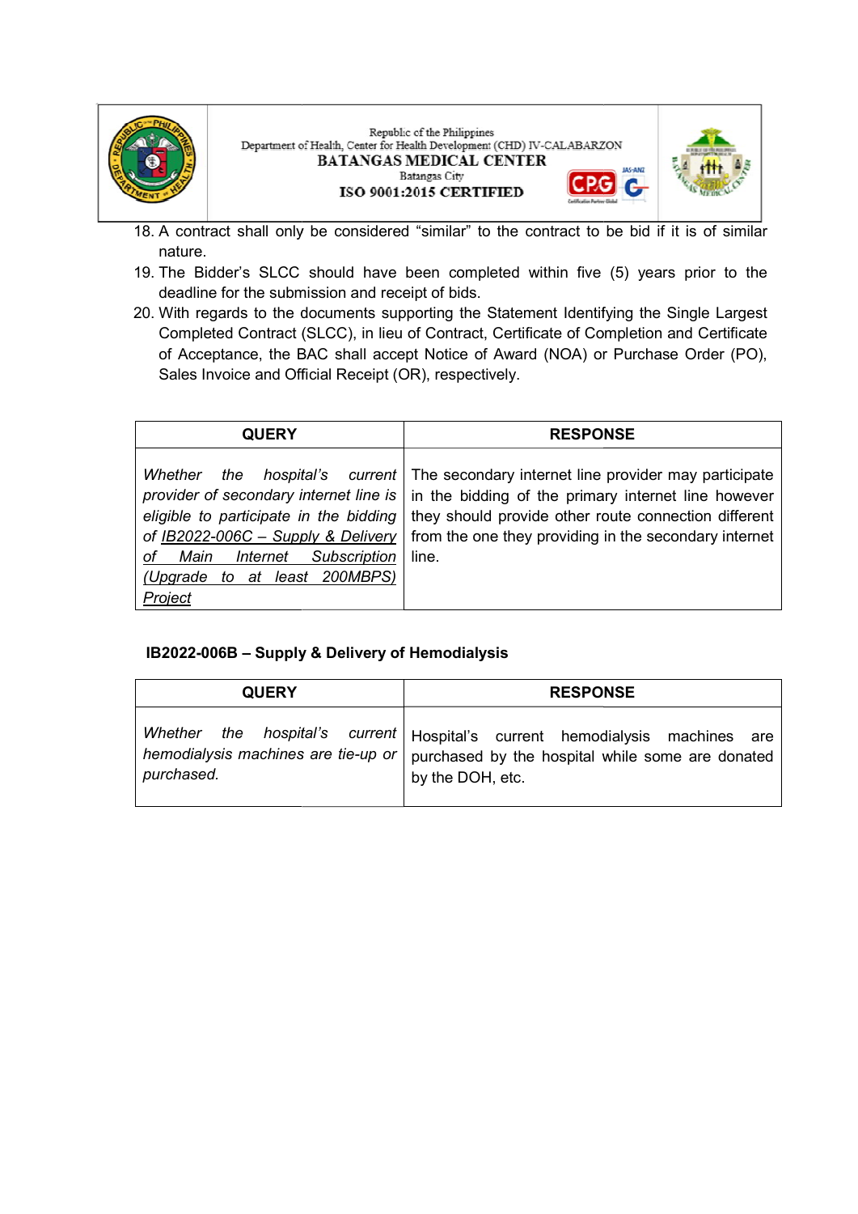18. A contract shall only be considered "similar" to the contract to be bid if it is of similar nature.
19. The Bidder's SLCC should have been completed within five (5) years prior to the deadline for the submission and receipt of bids.
20. With regards to the documents supporting the Statement Identifying the Single Largest Completed Contract (SLCC), in lieu of Contract, Certificate of Completion and Certificate of Acceptance, the BAC shall accept Notice of Award (NOA) or Purchase Order (PO), Sales Invoice and Official Receipt (OR), respectively.

| QUERY | RESPONSE |
| --- | --- |
| *Whether the hospital's current provider of secondary internet line is eligible to participate in the bidding of IB2022-006C – Supply & Delivery of Main Internet Subscription (Upgrade to at least 200MBPS) Project* | The secondary internet line provider may participate in the bidding of the primary internet line however they should provide other route connection different from the one they providing in the secondary internet line. |

**IB2022-006B – Supply & Delivery of Hemodialysis**

| QUERY | RESPONSE |
| --- | --- |
| *Whether the hospital's current hemodialysis machines are tie-up or purchased.* | Hospital's current hemodialysis machines are purchased by the hospital while some are donated by the DOH, etc. |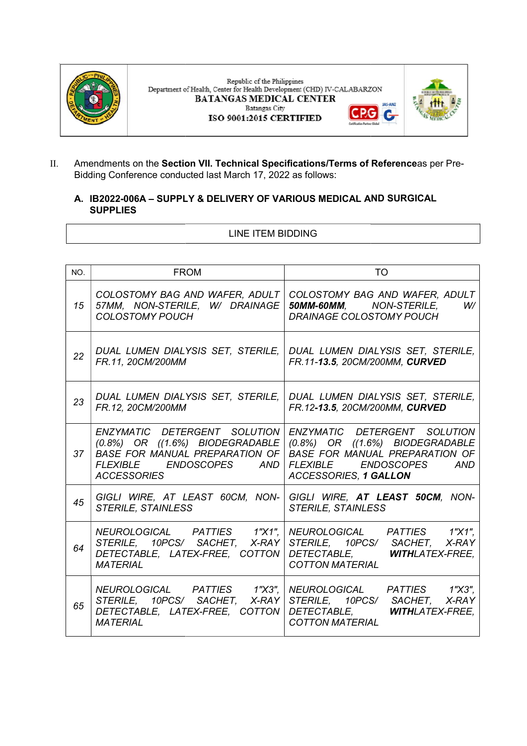II. Amendments on the **Section VII. Technical Specifications/Terms of Reference**as per Pre-Bidding Conference conducted last March 17, 2022 as follows:

### A. IB2022-006A – SUPPLY & DELIVERY OF VARIOUS MEDICAL AND SURGICAL SUPPLIES

| LINE ITEM BIDDING |
|---|

| NO. | FROM | TO |
|---|---|---|
| *15* | *COLOSTOMY BAG AND WAFER, ADULT 57MM, NON-STERILE, W/ DRAINAGE COLOSTOMY POUCH* | *COLOSTOMY BAG AND WAFER, ADULT **50MM-60MM**, NON-STERILE, W/ DRAINAGE COLOSTOMY POUCH* |
| *22* | *DUAL LUMEN DIALYSIS SET, STERILE, FR.11, 20CM/200MM* | *DUAL LUMEN DIALYSIS SET, STERILE, FR.11-**13.5**, 20CM/200MM, **CURVED*** |
| *23* | *DUAL LUMEN DIALYSIS SET, STERILE, FR.12, 20CM/200MM* | *DUAL LUMEN DIALYSIS SET, STERILE, FR.12-**13.5**, 20CM/200MM, **CURVED*** |
| *37* | *ENZYMATIC DETERGENT SOLUTION (0.8%) OR ((1.6%) BIODEGRADABLE BASE FOR MANUAL PREPARATION OF FLEXIBLE ENDOSCOPES AND ACCESSORIES* | *ENZYMATIC DETERGENT SOLUTION (0.8%) OR ((1.6%) BIODEGRADABLE BASE FOR MANUAL PREPARATION OF FLEXIBLE ENDOSCOPES AND ACCESSORIES, **1 GALLON*** |
| *45* | *GIGLI WIRE, AT LEAST 60CM, NON-STERILE, STAINLESS* | *GIGLI WIRE, **AT LEAST 50CM**, NON-STERILE, STAINLESS* |
| *64* | *NEUROLOGICAL PATTIES 1"X1", STERILE, 10PCS/ SACHET, X-RAY DETECTABLE, LATEX-FREE, COTTON MATERIAL* | *NEUROLOGICAL PATTIES 1"X1", STERILE, 10PCS/ SACHET, X-RAY DETECTABLE, **WITH**LATEX-FREE, COTTON MATERIAL* |
| *65* | *NEUROLOGICAL PATTIES 1"X3", STERILE, 10PCS/ SACHET, X-RAY DETECTABLE, LATEX-FREE, COTTON MATERIAL* | *NEUROLOGICAL PATTIES 1"X3", STERILE, 10PCS/ SACHET, X-RAY DETECTABLE, **WITH**LATEX-FREE, COTTON MATERIAL* |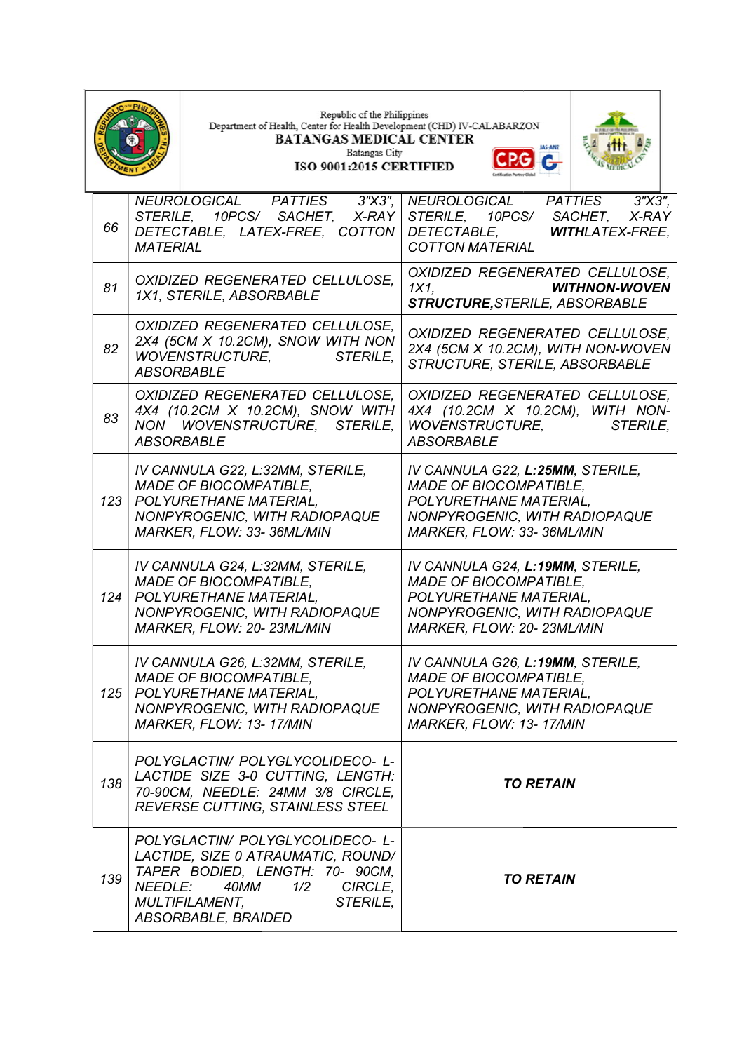| | | |
|---|---|---|
| 66 | *NEUROLOGICAL PATTIES 3"X3", STERILE, 10PCS/ SACHET, X-RAY DETECTABLE, LATEX-FREE, COTTON MATERIAL* | *NEUROLOGICAL PATTIES 3"X3", STERILE, 10PCS/ SACHET, X-RAY DETECTABLE,* ***WITH****LATEX-FREE, COTTON MATERIAL* |
| 81 | *OXIDIZED REGENERATED CELLULOSE, 1X1, STERILE, ABSORBABLE* | *OXIDIZED REGENERATED CELLULOSE, 1X1,* ***WITHNON-WOVEN STRUCTURE,****STERILE, ABSORBABLE* |
| 82 | *OXIDIZED REGENERATED CELLULOSE, 2X4 (5CM X 10.2CM), SNOW WITH NON WOVENSTRUCTURE, STERILE, ABSORBABLE* | *OXIDIZED REGENERATED CELLULOSE, 2X4 (5CM X 10.2CM), WITH NON-WOVEN STRUCTURE, STERILE, ABSORBABLE* |
| 83 | *OXIDIZED REGENERATED CELLULOSE, 4X4 (10.2CM X 10.2CM), SNOW WITH NON WOVENSTRUCTURE, STERILE, ABSORBABLE* | *OXIDIZED REGENERATED CELLULOSE, 4X4 (10.2CM X 10.2CM), WITH NON-WOVENSTRUCTURE, STERILE, ABSORBABLE* |
| 123 | *IV CANNULA G22, L:32MM, STERILE, MADE OF BIOCOMPATIBLE, POLYURETHANE MATERIAL, NONPYROGENIC, WITH RADIOPAQUE MARKER, FLOW: 33- 36ML/MIN* | *IV CANNULA G22,* ***L:25MM****, STERILE, MADE OF BIOCOMPATIBLE, POLYURETHANE MATERIAL, NONPYROGENIC, WITH RADIOPAQUE MARKER, FLOW: 33- 36ML/MIN* |
| 124 | *IV CANNULA G24, L:32MM, STERILE, MADE OF BIOCOMPATIBLE, POLYURETHANE MATERIAL, NONPYROGENIC, WITH RADIOPAQUE MARKER, FLOW: 20- 23ML/MIN* | *IV CANNULA G24,* ***L:19MM****, STERILE, MADE OF BIOCOMPATIBLE, POLYURETHANE MATERIAL, NONPYROGENIC, WITH RADIOPAQUE MARKER, FLOW: 20- 23ML/MIN* |
| 125 | *IV CANNULA G26, L:32MM, STERILE, MADE OF BIOCOMPATIBLE, POLYURETHANE MATERIAL, NONPYROGENIC, WITH RADIOPAQUE MARKER, FLOW: 13- 17/MIN* | *IV CANNULA G26,* ***L:19MM****, STERILE, MADE OF BIOCOMPATIBLE, POLYURETHANE MATERIAL, NONPYROGENIC, WITH RADIOPAQUE MARKER, FLOW: 13- 17/MIN* |
| 138 | *POLYGLACTIN/ POLYGLYCOLIDECO- L-LACTIDE SIZE 3-0 CUTTING, LENGTH: 70-90CM, NEEDLE: 24MM 3/8 CIRCLE, REVERSE CUTTING, STAINLESS STEEL* | ***TO RETAIN*** |
| 139 | *POLYGLACTIN/ POLYGLYCOLIDECO- L-LACTIDE, SIZE 0 ATRAUMATIC, ROUND/ TAPER BODIED, LENGTH: 70- 90CM, NEEDLE: 40MM 1/2 CIRCLE, MULTIFILAMENT, STERILE, ABSORBABLE, BRAIDED* | ***TO RETAIN*** |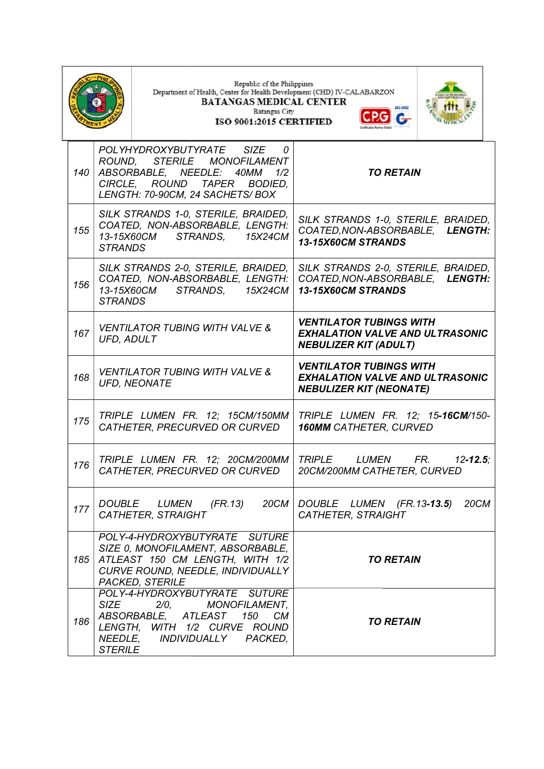| | | |
|---|---|---|
| 140 | *POLYHYDROXYBUTYRATE SIZE 0 ROUND, STERILE MONOFILAMENT ABSORBABLE, NEEDLE: 40MM 1/2 CIRCLE, ROUND TAPER BODIED, LENGTH: 70-90CM, 24 SACHETS/ BOX* | ***TO RETAIN*** |
| 155 | *SILK STRANDS 1-0, STERILE, BRAIDED, COATED, NON-ABSORBABLE, LENGTH: 13-15X60CM STRANDS, 15X24CM STRANDS* | *SILK STRANDS 1-0, STERILE, BRAIDED, COATED,NON-ABSORBABLE,* ***LENGTH: 13-15X60CM STRANDS*** |
| 156 | *SILK STRANDS 2-0, STERILE, BRAIDED, COATED, NON-ABSORBABLE, LENGTH: 13-15X60CM STRANDS, 15X24CM STRANDS* | *SILK STRANDS 2-0, STERILE, BRAIDED, COATED,NON-ABSORBABLE,* ***LENGTH: 13-15X60CM STRANDS*** |
| 167 | *VENTILATOR TUBING WITH VALVE & UFD, ADULT* | ***VENTILATOR TUBINGS WITH EXHALATION VALVE AND ULTRASONIC NEBULIZER KIT (ADULT)*** |
| 168 | *VENTILATOR TUBING WITH VALVE & UFD, NEONATE* | ***VENTILATOR TUBINGS WITH EXHALATION VALVE AND ULTRASONIC NEBULIZER KIT (NEONATE)*** |
| 175 | *TRIPLE LUMEN FR. 12; 15CM/150MM CATHETER, PRECURVED OR CURVED* | *TRIPLE LUMEN FR. 12; 15-**16CM**/150-**160MM** CATHETER, CURVED* |
| 176 | *TRIPLE LUMEN FR. 12; 20CM/200MM CATHETER, PRECURVED OR CURVED* | *TRIPLE LUMEN FR. 12-**12.5**; 20CM/200MM CATHETER, CURVED* |
| 177 | *DOUBLE LUMEN (FR.13) 20CM CATHETER, STRAIGHT* | *DOUBLE LUMEN (FR.13-**13.5**) 20CM CATHETER, STRAIGHT* |
| 185 | *POLY-4-HYDROXYBUTYRATE SUTURE SIZE 0, MONOFILAMENT, ABSORBABLE, ATLEAST 150 CM LENGTH, WITH 1/2 CURVE ROUND, NEEDLE, INDIVIDUALLY PACKED, STERILE* | ***TO RETAIN*** |
| 186 | *POLY-4-HYDROXYBUTYRATE SUTURE SIZE 2/0, MONOFILAMENT, ABSORBABLE, ATLEAST 150 CM LENGTH, WITH 1/2 CURVE ROUND NEEDLE, INDIVIDUALLY PACKED, STERILE* | ***TO RETAIN*** |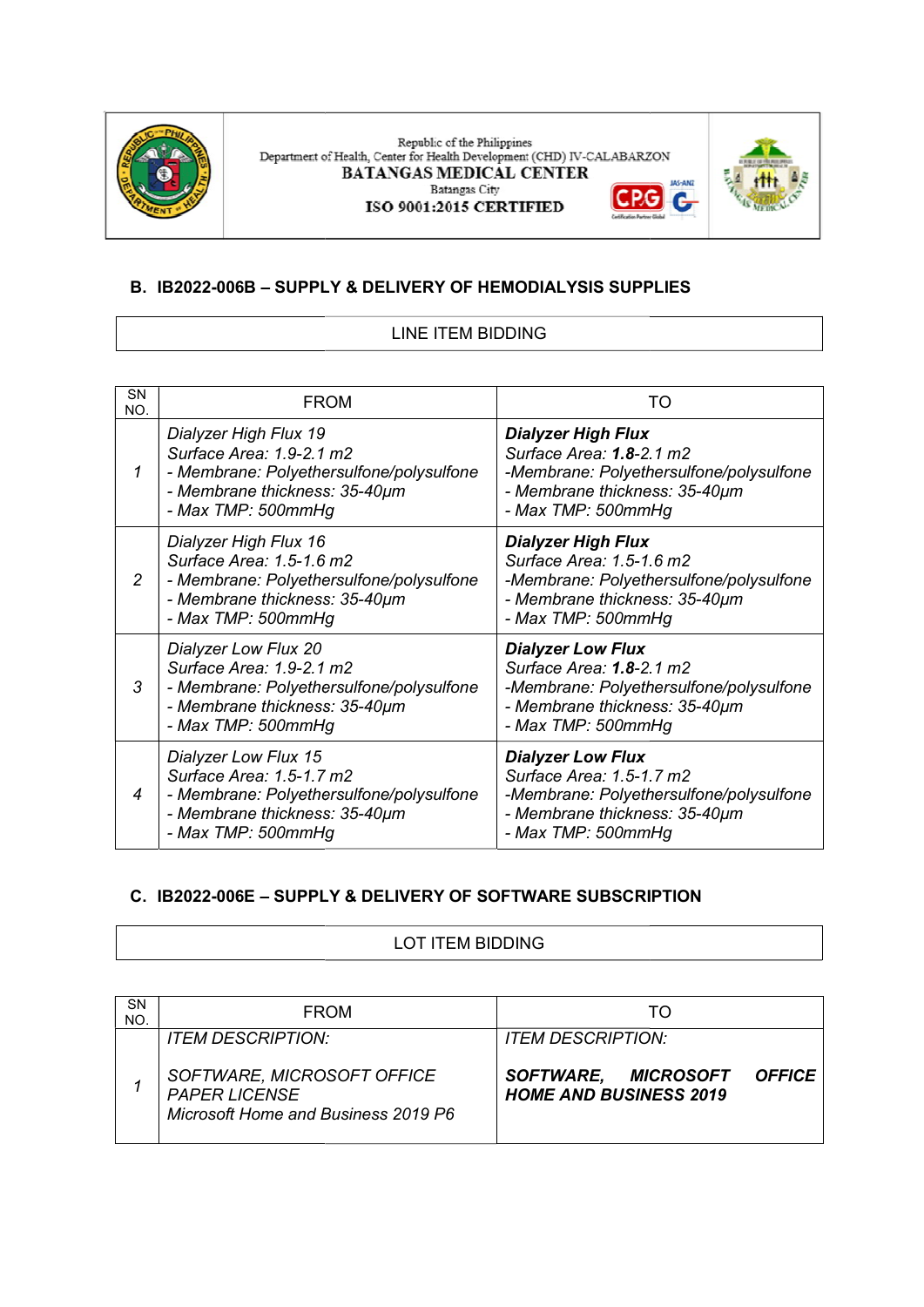Republic of the Philippines
Department of Health, Center for Health Development (CHD) IV-CALABARZON
BATANGAS MEDICAL CENTER
Batangas City
ISO 9001:2015 CERTIFIED

### B. IB2022-006B – SUPPLY & DELIVERY OF HEMODIALYSIS SUPPLIES

| LINE ITEM BIDDING |
|---|

| SN NO. | FROM | TO |
|---|---|---|
| *1* | *Dialyzer High Flux 19*<br>*Surface Area: 1.9-2.1 m2*<br>*- Membrane: Polyethersulfone/polysulfone*<br>*- Membrane thickness: 35-40µm*<br>*- Max TMP: 500mmHg* | ***Dialyzer High Flux***<br>*Surface Area:* ***1.8****-2.1 m2*<br>*-Membrane: Polyethersulfone/polysulfone*<br>*- Membrane thickness: 35-40µm*<br>*- Max TMP: 500mmHg* |
| *2* | *Dialyzer High Flux 16*<br>*Surface Area: 1.5-1.6 m2*<br>*- Membrane: Polyethersulfone/polysulfone*<br>*- Membrane thickness: 35-40µm*<br>*- Max TMP: 500mmHg* | ***Dialyzer High Flux***<br>*Surface Area: 1.5-1.6 m2*<br>*-Membrane: Polyethersulfone/polysulfone*<br>*- Membrane thickness: 35-40µm*<br>*- Max TMP: 500mmHg* |
| *3* | *Dialyzer Low Flux 20*<br>*Surface Area: 1.9-2.1 m2*<br>*- Membrane: Polyethersulfone/polysulfone*<br>*- Membrane thickness: 35-40µm*<br>*- Max TMP: 500mmHg* | ***Dialyzer Low Flux***<br>*Surface Area:* ***1.8****-2.1 m2*<br>*-Membrane: Polyethersulfone/polysulfone*<br>*- Membrane thickness: 35-40µm*<br>*- Max TMP: 500mmHg* |
| *4* | *Dialyzer Low Flux 15*<br>*Surface Area: 1.5-1.7 m2*<br>*- Membrane: Polyethersulfone/polysulfone*<br>*- Membrane thickness: 35-40µm*<br>*- Max TMP: 500mmHg* | ***Dialyzer Low Flux***<br>*Surface Area: 1.5-1.7 m2*<br>*-Membrane: Polyethersulfone/polysulfone*<br>*- Membrane thickness: 35-40µm*<br>*- Max TMP: 500mmHg* |

### C. IB2022-006E – SUPPLY & DELIVERY OF SOFTWARE SUBSCRIPTION

| LOT ITEM BIDDING |
|---|

| SN NO. | FROM | TO |
|---|---|---|
| *1* | *ITEM DESCRIPTION:*<br><br>*SOFTWARE, MICROSOFT OFFICE PAPER LICENSE*<br>*Microsoft Home and Business 2019 P6* | *ITEM DESCRIPTION:*<br><br>***SOFTWARE, MICROSOFT OFFICE HOME AND BUSINESS 2019*** |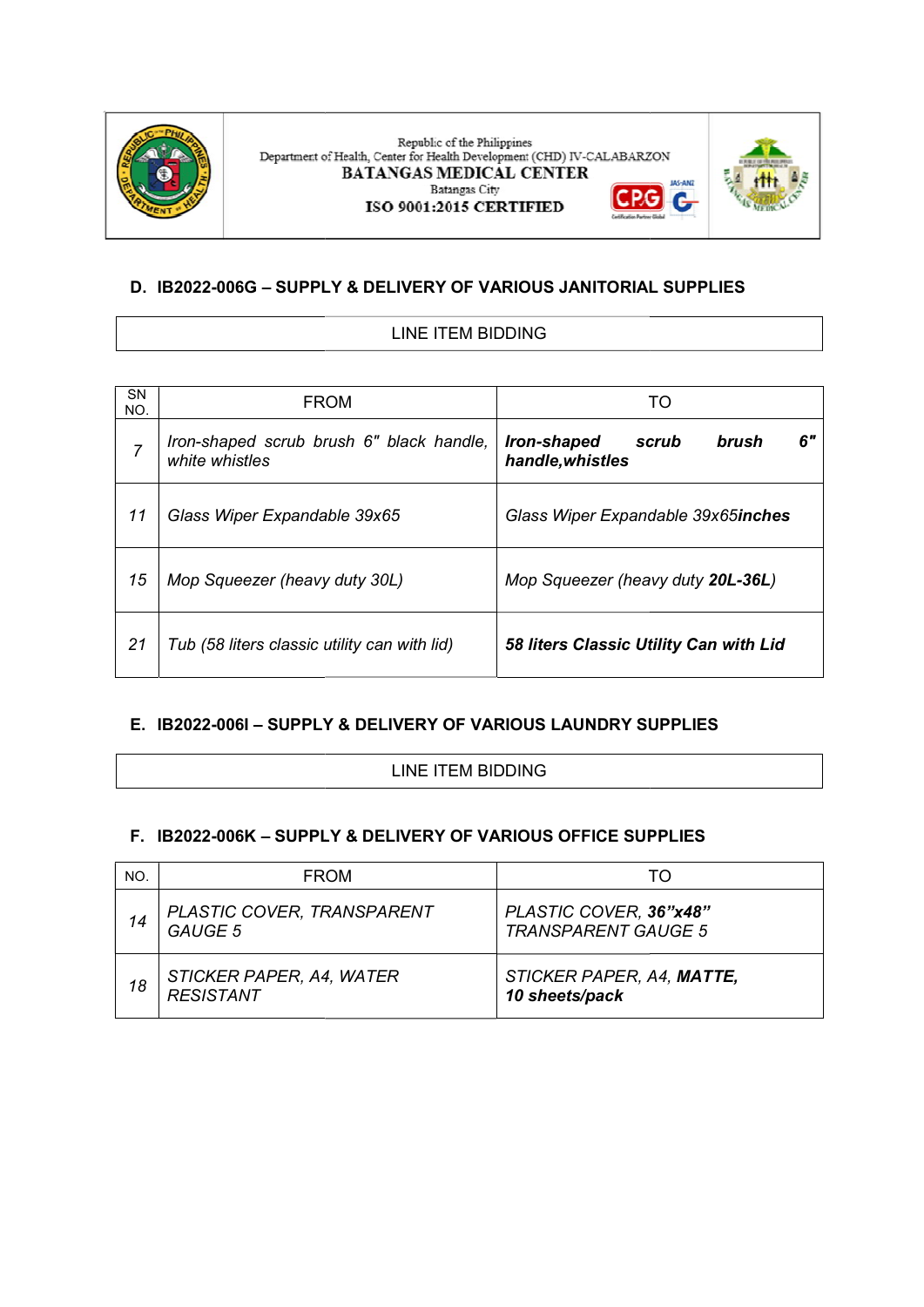Republic of the Philippines
Department of Health, Center for Health Development (CHD) IV-CALABARZON
**BATANGAS MEDICAL CENTER**
Batangas City
**ISO 9001:2015 CERTIFIED**

### D. IB2022-006G – SUPPLY & DELIVERY OF VARIOUS JANITORIAL SUPPLIES

| LINE ITEM BIDDING |
|---|

| SN NO. | FROM | TO |
|---|---|---|
| *7* | *Iron-shaped scrub brush 6" black handle, white whistles* | ***Iron-shaped scrub brush 6" handle,whistles*** |
| *11* | *Glass Wiper Expandable 39x65* | *Glass Wiper Expandable 39x65**inches*** |
| *15* | *Mop Squeezer (heavy duty 30L)* | *Mop Squeezer (heavy duty **20L-36L**)* |
| *21* | *Tub (58 liters classic utility can with lid)* | ***58 liters Classic Utility Can with Lid*** |

### E. IB2022-006I – SUPPLY & DELIVERY OF VARIOUS LAUNDRY SUPPLIES

| LINE ITEM BIDDING |
|---|

### F. IB2022-006K – SUPPLY & DELIVERY OF VARIOUS OFFICE SUPPLIES

| NO. | FROM | TO |
|---|---|---|
| *14* | *PLASTIC COVER, TRANSPARENT GAUGE 5* | *PLASTIC COVER, **36"x48"** TRANSPARENT GAUGE 5* |
| *18* | *STICKER PAPER, A4, WATER RESISTANT* | *STICKER PAPER, A4, **MATTE, 10 sheets/pack*** |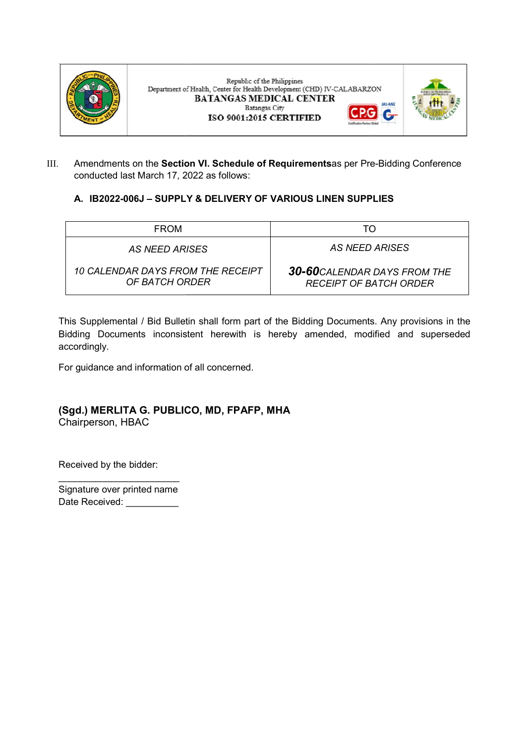III. Amendments on the **Section VI. Schedule of Requirements** as per Pre-Bidding Conference conducted last March 17, 2022 as follows:

**A. IB2022-006J – SUPPLY & DELIVERY OF VARIOUS LINEN SUPPLIES**

| FROM | TO |
|---|---|
| *AS NEED ARISES*<br><br>*10 CALENDAR DAYS FROM THE RECEIPT OF BATCH ORDER* | *AS NEED ARISES*<br><br>***30-60***  *CALENDAR DAYS FROM THE RECEIPT OF BATCH ORDER* |

This Supplemental / Bid Bulletin shall form part of the Bidding Documents. Any provisions in the Bidding Documents inconsistent herewith is hereby amended, modified and superseded accordingly.

For guidance and information of all concerned.

**(Sgd.) MERLITA G. PUBLICO, MD, FPAFP, MHA**
Chairperson, HBAC

Received by the bidder:

_______________________
Signature over printed name
Date Received: __________